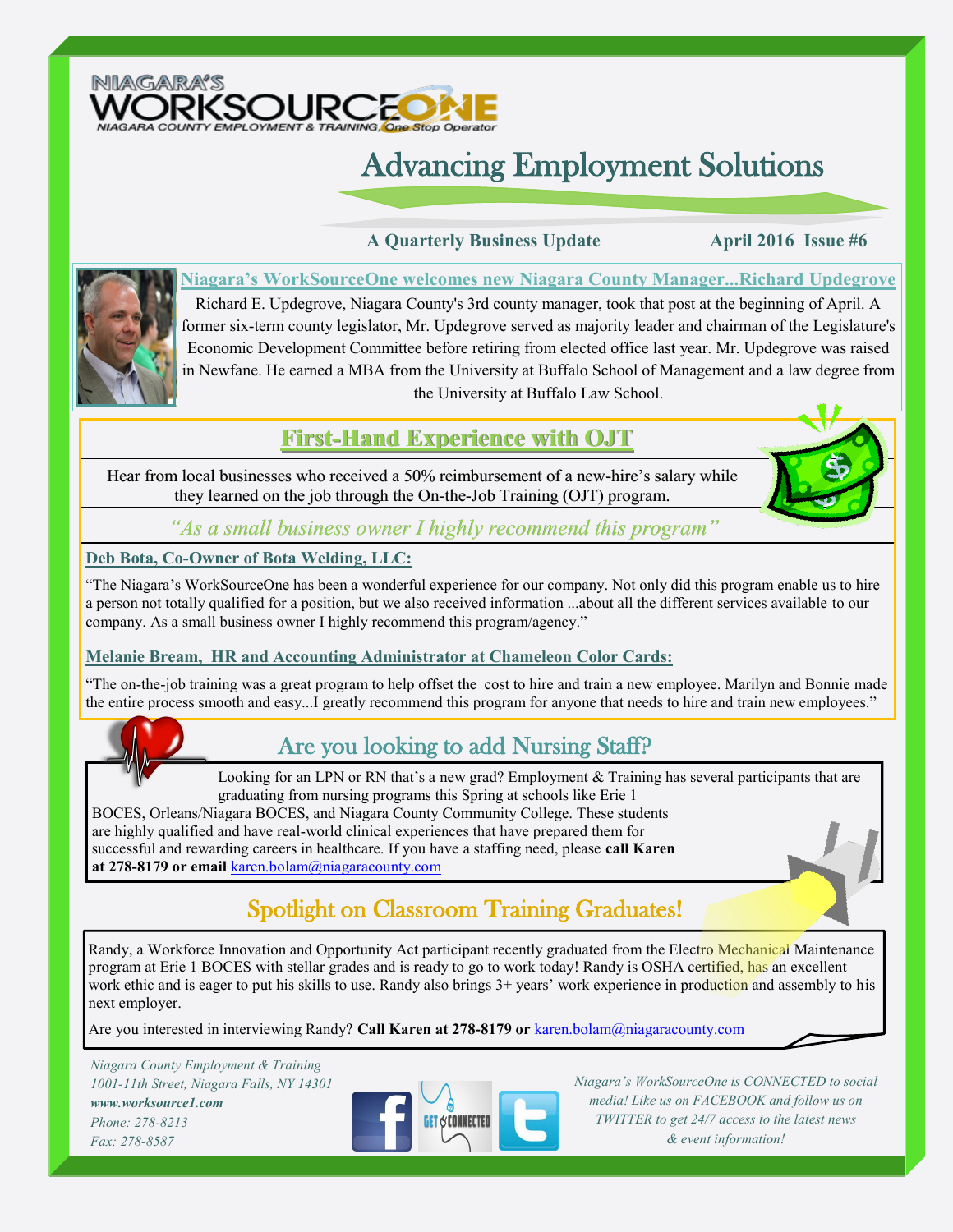NIAGARA'S WORKSOURCEONE

NIAGARA COUNTY EMPLOYMENT & TRAINING, One Stop Operator

# Advancing Employment Solutions

**A Quarterly Business Update** **April 2016 Issue #6**

## Niagara's WorkSourceOne welcomes new Niagara County Manager...Richard Updegrove

Richard E. Updegrove, Niagara County's 3rd county manager, took that post at the beginning of April. A former six-term county legislator, Mr. Updegrove served as majority leader and chairman of the Legislature's Economic Development Committee before retiring from elected office last year. Mr. Updegrove was raised in Newfane. He earned a MBA from the University at Buffalo School of Management and a law degree from the University at Buffalo Law School.

## First-Hand Experience with OJT

Hear from local businesses who received a 50% reimbursement of a new-hire's salary while they learned on the job through the On-the-Job Training (OJT) program.

*"As a small business owner I highly recommend this program"*

**Deb Bota, Co-Owner of Bota Welding, LLC:**

"The Niagara's WorkSourceOne has been a wonderful experience for our company. Not only did this program enable us to hire a person not totally qualified for a position, but we also received information ...about all the different services available to our company. As a small business owner I highly recommend this program/agency."

**Melanie Bream, HR and Accounting Administrator at Chameleon Color Cards:**

"The on-the-job training was a great program to help offset the cost to hire and train a new employee. Marilyn and Bonnie made the entire process smooth and easy...I greatly recommend this program for anyone that needs to hire and train new employees."

## Are you looking to add Nursing Staff?

Looking for an LPN or RN that's a new grad? Employment & Training has several participants that are graduating from nursing programs this Spring at schools like Erie 1 BOCES, Orleans/Niagara BOCES, and Niagara County Community College. These students are highly qualified and have real-world clinical experiences that have prepared them for successful and rewarding careers in healthcare. If you have a staffing need, please **call Karen at 278-8179 or email** karen.bolam@niagaracounty.com

## Spotlight on Classroom Training Graduates!

Randy, a Workforce Innovation and Opportunity Act participant recently graduated from the Electro Mechanical Maintenance program at Erie 1 BOCES with stellar grades and is ready to go to work today! Randy is OSHA certified, has an excellent work ethic and is eager to put his skills to use. Randy also brings 3+ years' work experience in production and assembly to his next employer.

Are you interested in interviewing Randy? **Call Karen at 278-8179 or** karen.bolam@niagaracounty.com

*Niagara County Employment & Training*
*1001-11th Street, Niagara Falls, NY 14301*
***www.worksource1.com***
*Phone: 278-8213*
*Fax: 278-8587*

GET CONNECTED

*Niagara's WorkSourceOne is CONNECTED to social media! Like us on FACEBOOK and follow us on TWITTER to get 24/7 access to the latest news & event information!*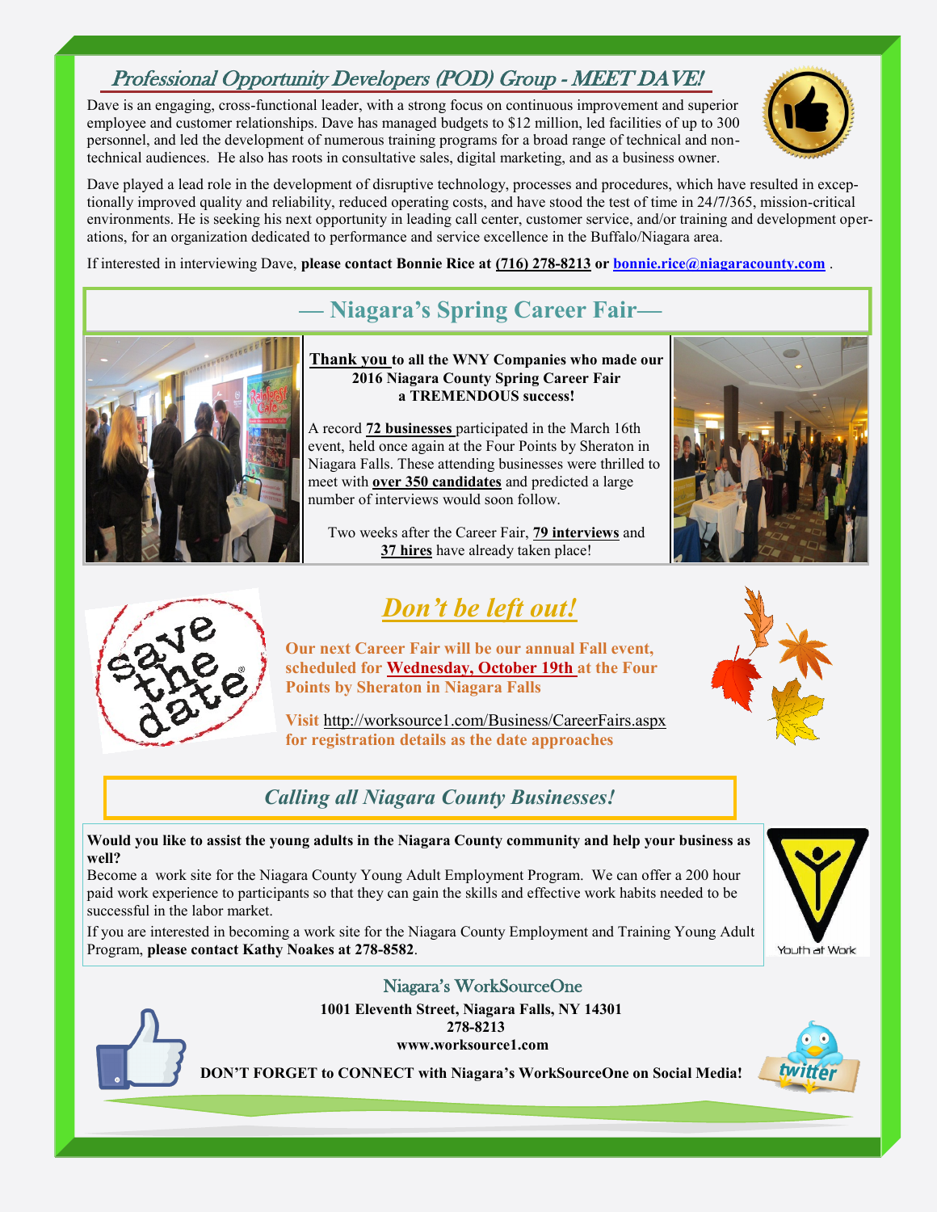## Professional Opportunity Developers (POD) Group - MEET DAVE!

Dave is an engaging, cross-functional leader, with a strong focus on continuous improvement and superior employee and customer relationships. Dave has managed budgets to $12 million, led facilities of up to 300 personnel, and led the development of numerous training programs for a broad range of technical and non-technical audiences. He also has roots in consultative sales, digital marketing, and as a business owner.

Dave played a lead role in the development of disruptive technology, processes and procedures, which have resulted in exceptionally improved quality and reliability, reduced operating costs, and have stood the test of time in 24/7/365, mission-critical environments. He is seeking his next opportunity in leading call center, customer service, and/or training and development operations, for an organization dedicated to performance and service excellence in the Buffalo/Niagara area.

If interested in interviewing Dave, **please contact Bonnie Rice at (716) 278-8213 or bonnie.rice@niagaracounty.com** .

## — Niagara's Spring Career Fair—

**Thank you to all the WNY Companies who made our 2016 Niagara County Spring Career Fair a TREMENDOUS success!**

A record **72 businesses** participated in the March 16th event, held once again at the Four Points by Sheraton in Niagara Falls. These attending businesses were thrilled to meet with **over 350 candidates** and predicted a large number of interviews would soon follow.

Two weeks after the Career Fair, **79 interviews** and **37 hires** have already taken place!

## *Don't be left out!*

**Our next Career Fair will be our annual Fall event, scheduled for Wednesday, October 19th at the Four Points by Sheraton in Niagara Falls**

**Visit** http://worksource1.com/Business/CareerFairs.aspx **for registration details as the date approaches**

## *Calling all Niagara County Businesses!*

**Would you like to assist the young adults in the Niagara County community and help your business as well?**

Become a work site for the Niagara County Young Adult Employment Program. We can offer a 200 hour paid work experience to participants so that they can gain the skills and effective work habits needed to be successful in the labor market.

If you are interested in becoming a work site for the Niagara County Employment and Training Young Adult Program, **please contact Kathy Noakes at 278-8582**.

Youth at Work

### Niagara's WorkSourceOne

**1001 Eleventh Street, Niagara Falls, NY 14301**
**278-8213**
**www.worksource1.com**

**DON'T FORGET to CONNECT with Niagara's WorkSourceOne on Social Media!**